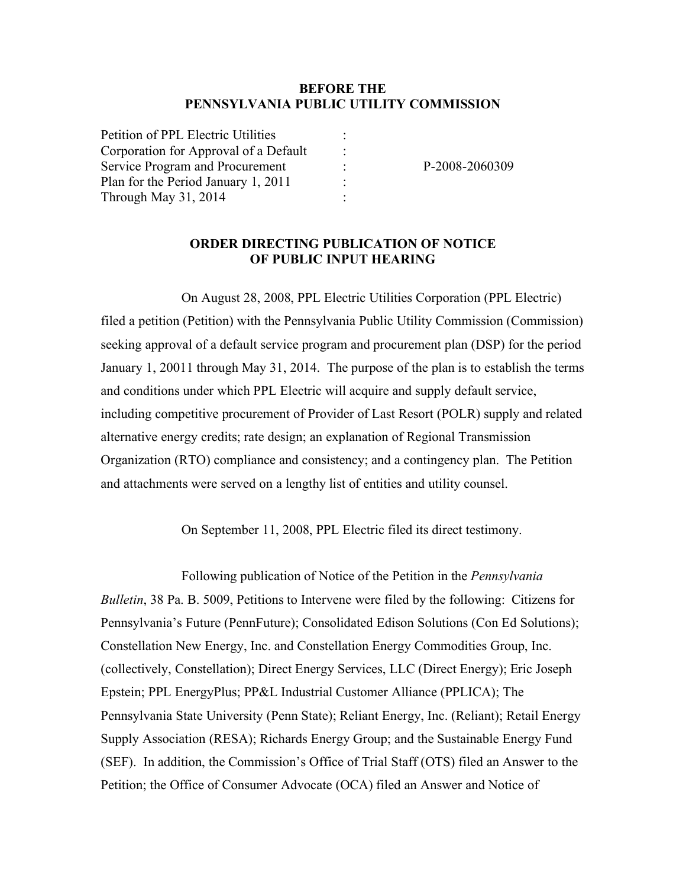**BEFORE THE**
**PENNSYLVANIA PUBLIC UTILITY COMMISSION**

| | | |
|---|---|---|
| Petition of PPL Electric Utilities | : | |
| Corporation for Approval of a Default | : | |
| Service Program and Procurement | : | P-2008-2060309 |
| Plan for the Period January 1, 2011 | : | |
| Through May 31, 2014 | : | |

**ORDER DIRECTING PUBLICATION OF NOTICE OF PUBLIC INPUT HEARING**

On August 28, 2008, PPL Electric Utilities Corporation (PPL Electric) filed a petition (Petition) with the Pennsylvania Public Utility Commission (Commission) seeking approval of a default service program and procurement plan (DSP) for the period January 1, 20011 through May 31, 2014. The purpose of the plan is to establish the terms and conditions under which PPL Electric will acquire and supply default service, including competitive procurement of Provider of Last Resort (POLR) supply and related alternative energy credits; rate design; an explanation of Regional Transmission Organization (RTO) compliance and consistency; and a contingency plan. The Petition and attachments were served on a lengthy list of entities and utility counsel.

On September 11, 2008, PPL Electric filed its direct testimony.

Following publication of Notice of the Petition in the *Pennsylvania Bulletin*, 38 Pa. B. 5009, Petitions to Intervene were filed by the following: Citizens for Pennsylvania's Future (PennFuture); Consolidated Edison Solutions (Con Ed Solutions); Constellation New Energy, Inc. and Constellation Energy Commodities Group, Inc. (collectively, Constellation); Direct Energy Services, LLC (Direct Energy); Eric Joseph Epstein; PPL EnergyPlus; PP&L Industrial Customer Alliance (PPLICA); The Pennsylvania State University (Penn State); Reliant Energy, Inc. (Reliant); Retail Energy Supply Association (RESA); Richards Energy Group; and the Sustainable Energy Fund (SEF). In addition, the Commission's Office of Trial Staff (OTS) filed an Answer to the Petition; the Office of Consumer Advocate (OCA) filed an Answer and Notice of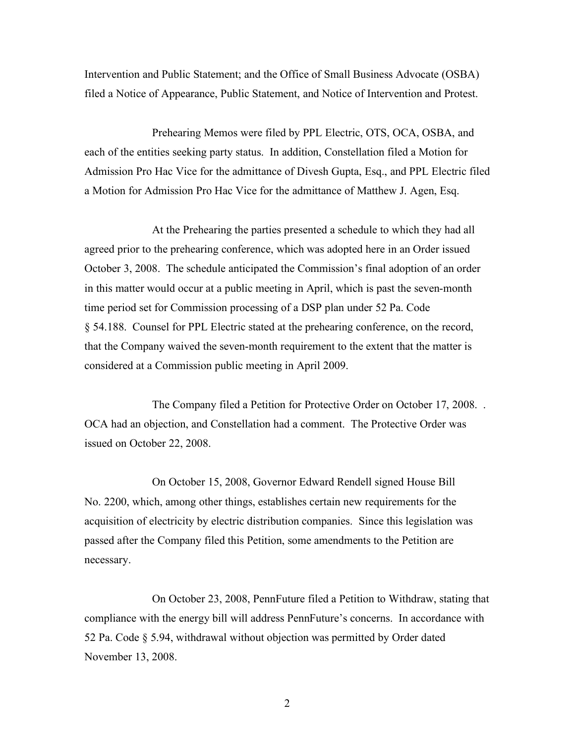Intervention and Public Statement; and the Office of Small Business Advocate (OSBA) filed a Notice of Appearance, Public Statement, and Notice of Intervention and Protest.

Prehearing Memos were filed by PPL Electric, OTS, OCA, OSBA, and each of the entities seeking party status. In addition, Constellation filed a Motion for Admission Pro Hac Vice for the admittance of Divesh Gupta, Esq., and PPL Electric filed a Motion for Admission Pro Hac Vice for the admittance of Matthew J. Agen, Esq.

At the Prehearing the parties presented a schedule to which they had all agreed prior to the prehearing conference, which was adopted here in an Order issued October 3, 2008. The schedule anticipated the Commission's final adoption of an order in this matter would occur at a public meeting in April, which is past the seven-month time period set for Commission processing of a DSP plan under 52 Pa. Code § 54.188. Counsel for PPL Electric stated at the prehearing conference, on the record, that the Company waived the seven-month requirement to the extent that the matter is considered at a Commission public meeting in April 2009.

The Company filed a Petition for Protective Order on October 17, 2008. . OCA had an objection, and Constellation had a comment. The Protective Order was issued on October 22, 2008.

On October 15, 2008, Governor Edward Rendell signed House Bill No. 2200, which, among other things, establishes certain new requirements for the acquisition of electricity by electric distribution companies. Since this legislation was passed after the Company filed this Petition, some amendments to the Petition are necessary.

On October 23, 2008, PennFuture filed a Petition to Withdraw, stating that compliance with the energy bill will address PennFuture's concerns. In accordance with 52 Pa. Code § 5.94, withdrawal without objection was permitted by Order dated November 13, 2008.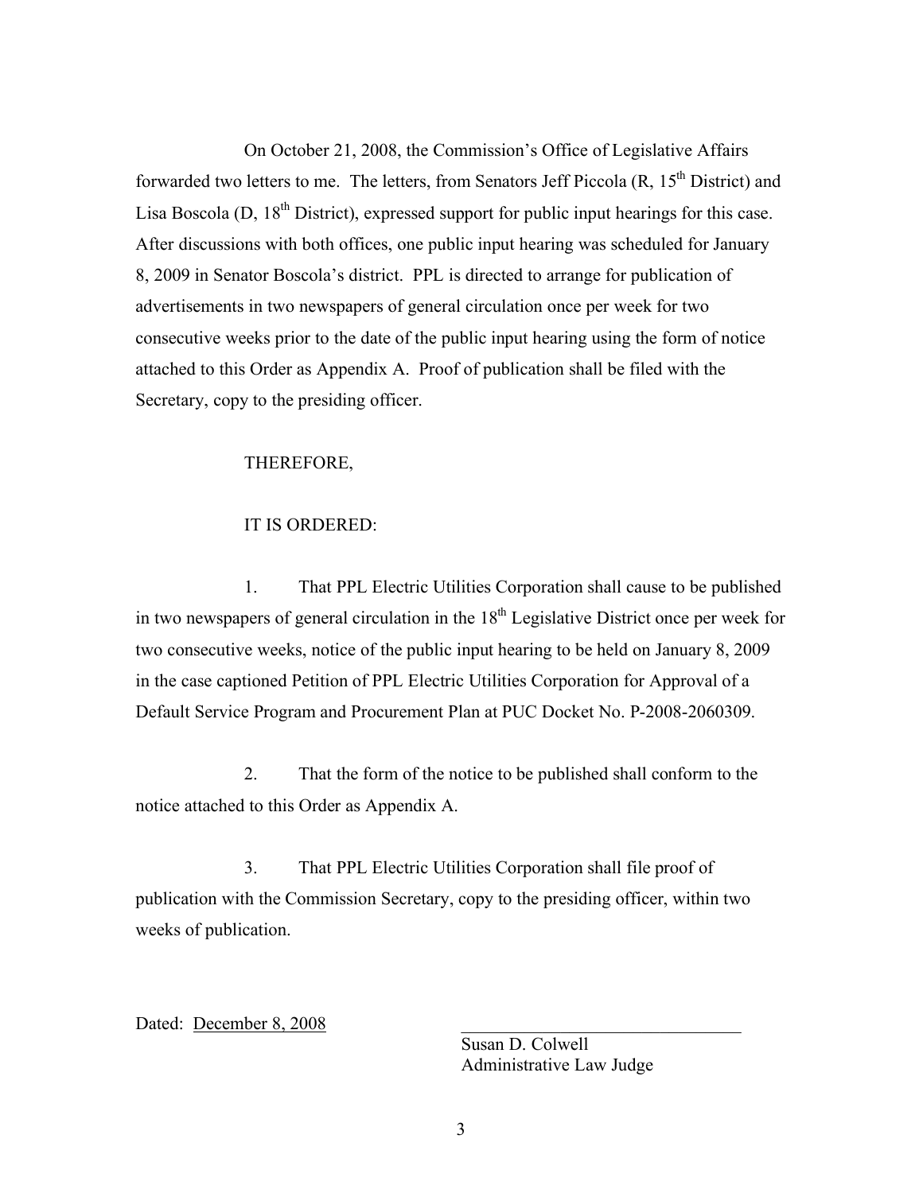On October 21, 2008, the Commission's Office of Legislative Affairs forwarded two letters to me. The letters, from Senators Jeff Piccola (R, 15th District) and Lisa Boscola (D, 18th District), expressed support for public input hearings for this case. After discussions with both offices, one public input hearing was scheduled for January 8, 2009 in Senator Boscola's district. PPL is directed to arrange for publication of advertisements in two newspapers of general circulation once per week for two consecutive weeks prior to the date of the public input hearing using the form of notice attached to this Order as Appendix A. Proof of publication shall be filed with the Secretary, copy to the presiding officer.

THEREFORE,

IT IS ORDERED:

1. That PPL Electric Utilities Corporation shall cause to be published in two newspapers of general circulation in the 18th Legislative District once per week for two consecutive weeks, notice of the public input hearing to be held on January 8, 2009 in the case captioned Petition of PPL Electric Utilities Corporation for Approval of a Default Service Program and Procurement Plan at PUC Docket No. P-2008-2060309.

2. That the form of the notice to be published shall conform to the notice attached to this Order as Appendix A.

3. That PPL Electric Utilities Corporation shall file proof of publication with the Commission Secretary, copy to the presiding officer, within two weeks of publication.

Dated: December 8, 2008

\_\_\_\_\_\_\_\_\_\_\_\_\_\_\_\_\_\_\_\_\_\_\_\_\_\_\_\_\_\_\_\_

Susan D. Colwell
Administrative Law Judge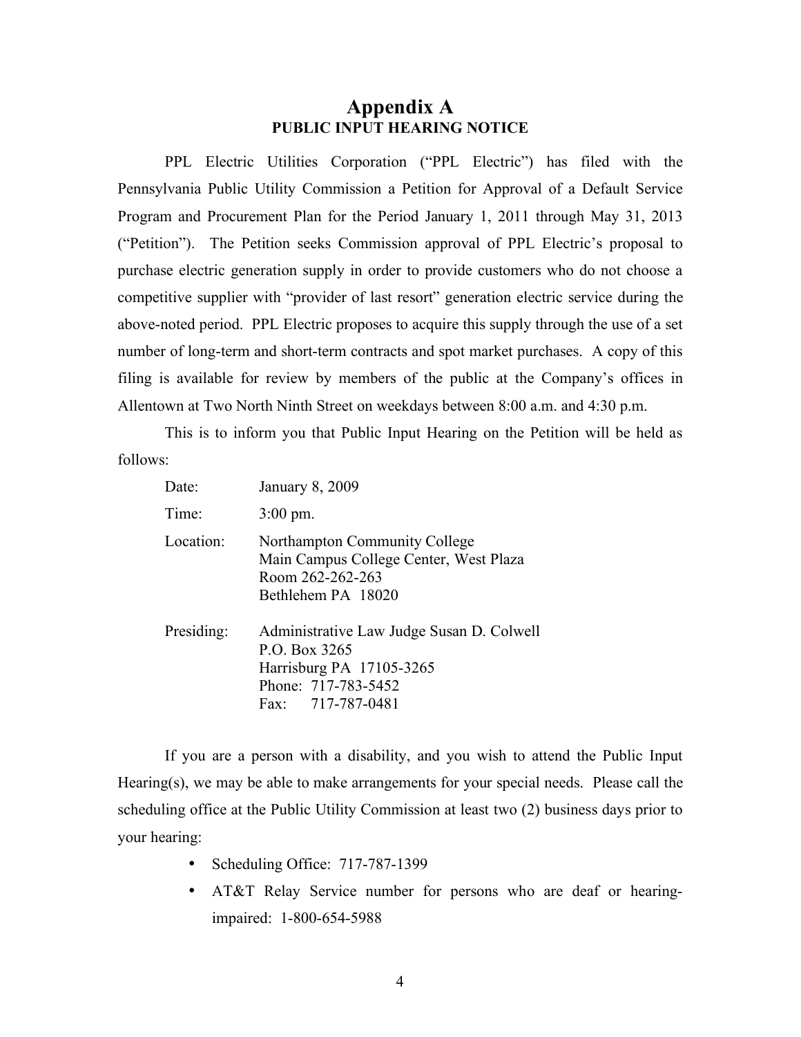# Appendix A

## PUBLIC INPUT HEARING NOTICE

PPL Electric Utilities Corporation ("PPL Electric") has filed with the Pennsylvania Public Utility Commission a Petition for Approval of a Default Service Program and Procurement Plan for the Period January 1, 2011 through May 31, 2013 ("Petition"). The Petition seeks Commission approval of PPL Electric's proposal to purchase electric generation supply in order to provide customers who do not choose a competitive supplier with "provider of last resort" generation electric service during the above-noted period. PPL Electric proposes to acquire this supply through the use of a set number of long-term and short-term contracts and spot market purchases. A copy of this filing is available for review by members of the public at the Company's offices in Allentown at Two North Ninth Street on weekdays between 8:00 a.m. and 4:30 p.m.

This is to inform you that Public Input Hearing on the Petition will be held as follows:

Date: January 8, 2009

Time: 3:00 pm.

Location: Northampton Community College
Main Campus College Center, West Plaza
Room 262-262-263
Bethlehem PA 18020

Presiding: Administrative Law Judge Susan D. Colwell
P.O. Box 3265
Harrisburg PA 17105-3265
Phone: 717-783-5452
Fax: 717-787-0481

If you are a person with a disability, and you wish to attend the Public Input Hearing(s), we may be able to make arrangements for your special needs. Please call the scheduling office at the Public Utility Commission at least two (2) business days prior to your hearing:

- Scheduling Office: 717-787-1399
- AT&T Relay Service number for persons who are deaf or hearing-impaired: 1-800-654-5988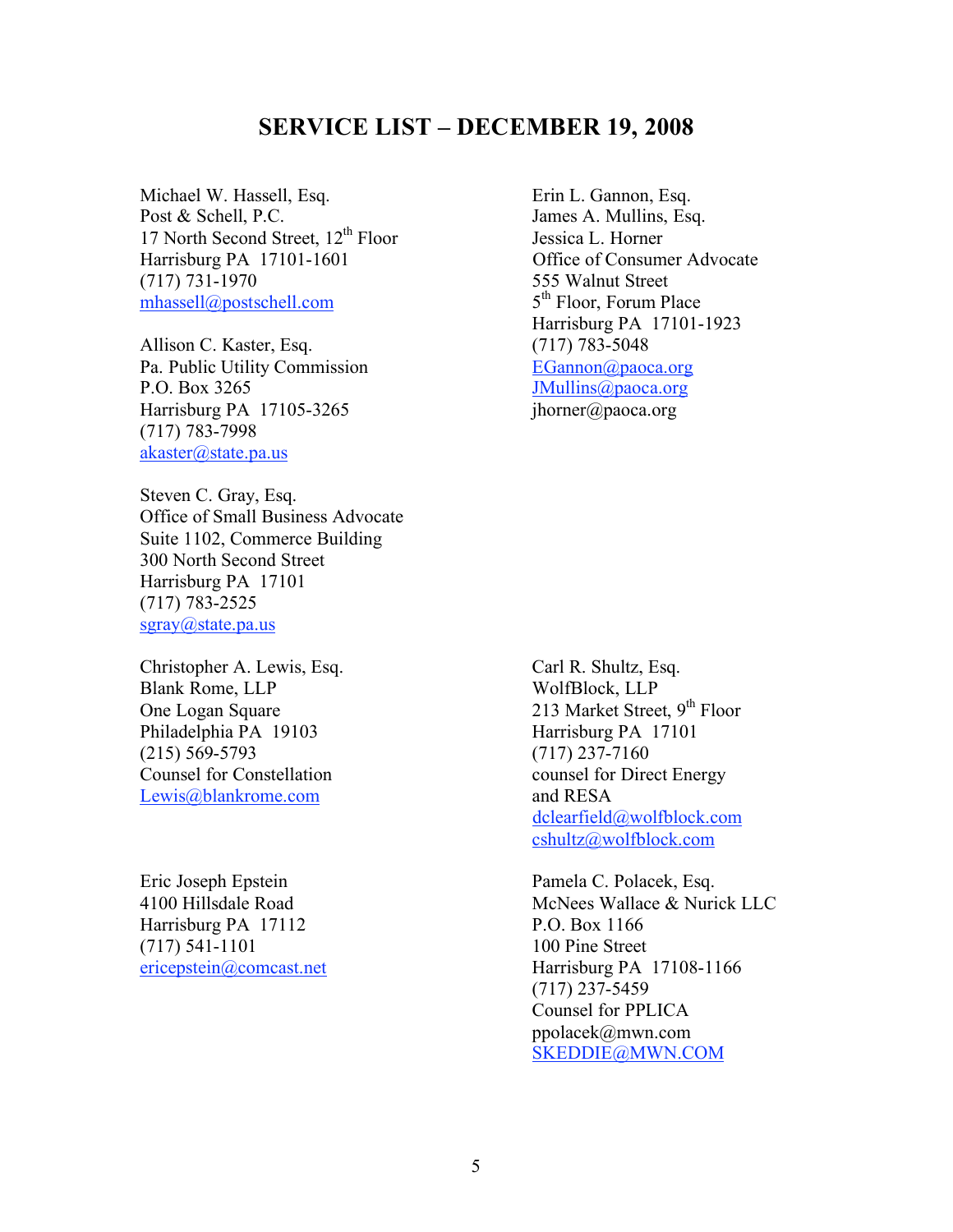# SERVICE LIST – DECEMBER 19, 2008

Michael W. Hassell, Esq.
Post & Schell, P.C.
17 North Second Street, 12th Floor
Harrisburg PA 17101-1601
(717) 731-1970
mhassell@postschell.com

Allison C. Kaster, Esq.
Pa. Public Utility Commission
P.O. Box 3265
Harrisburg PA 17105-3265
(717) 783-7998
akaster@state.pa.us

Steven C. Gray, Esq.
Office of Small Business Advocate
Suite 1102, Commerce Building
300 North Second Street
Harrisburg PA 17101
(717) 783-2525
sgray@state.pa.us

Christopher A. Lewis, Esq.
Blank Rome, LLP
One Logan Square
Philadelphia PA 19103
(215) 569-5793
Counsel for Constellation
Lewis@blankrome.com

Eric Joseph Epstein
4100 Hillsdale Road
Harrisburg PA 17112
(717) 541-1101
ericepstein@comcast.net

Erin L. Gannon, Esq.
James A. Mullins, Esq.
Jessica L. Horner
Office of Consumer Advocate
555 Walnut Street
5th Floor, Forum Place
Harrisburg PA 17101-1923
(717) 783-5048
EGannon@paoca.org
JMullins@paoca.org
jhorner@paoca.org

Carl R. Shultz, Esq.
WolfBlock, LLP
213 Market Street, 9th Floor
Harrisburg PA 17101
(717) 237-7160
counsel for Direct Energy
and RESA
dclearfield@wolfblock.com
cshultz@wolfblock.com

Pamela C. Polacek, Esq.
McNees Wallace & Nurick LLC
P.O. Box 1166
100 Pine Street
Harrisburg PA 17108-1166
(717) 237-5459
Counsel for PPLICA
ppolacek@mwn.com
SKEDDIE@MWN.COM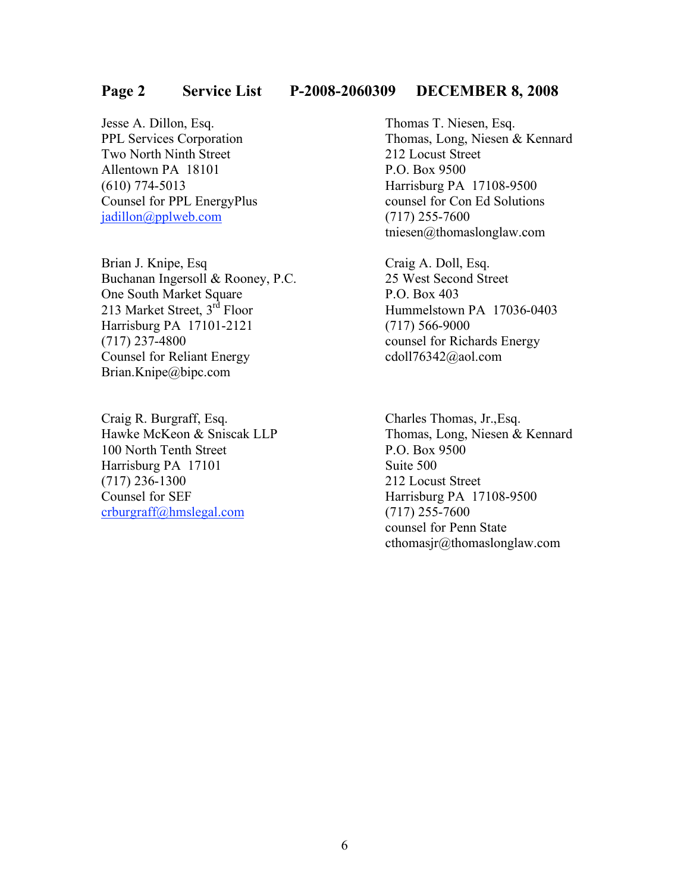**Page 2 Service List P-2008-2060309 DECEMBER 8, 2008**

Jesse A. Dillon, Esq.
PPL Services Corporation
Two North Ninth Street
Allentown PA 18101
(610) 774-5013
Counsel for PPL EnergyPlus
jadillon@pplweb.com

Thomas T. Niesen, Esq.
Thomas, Long, Niesen & Kennard
212 Locust Street
P.O. Box 9500
Harrisburg PA 17108-9500
counsel for Con Ed Solutions
(717) 255-7600
tniesen@thomaslonglaw.com

Brian J. Knipe, Esq
Buchanan Ingersoll & Rooney, P.C.
One South Market Square
213 Market Street, 3rd Floor
Harrisburg PA 17101-2121
(717) 237-4800
Counsel for Reliant Energy
Brian.Knipe@bipc.com

Craig A. Doll, Esq.
25 West Second Street
P.O. Box 403
Hummelstown PA 17036-0403
(717) 566-9000
counsel for Richards Energy
cdoll76342@aol.com

Craig R. Burgraff, Esq.
Hawke McKeon & Sniscak LLP
100 North Tenth Street
Harrisburg PA 17101
(717) 236-1300
Counsel for SEF
crburgraff@hmslegal.com

Charles Thomas, Jr.,Esq.
Thomas, Long, Niesen & Kennard
P.O. Box 9500
Suite 500
212 Locust Street
Harrisburg PA 17108-9500
(717) 255-7600
counsel for Penn State
cthomasjr@thomaslonglaw.com